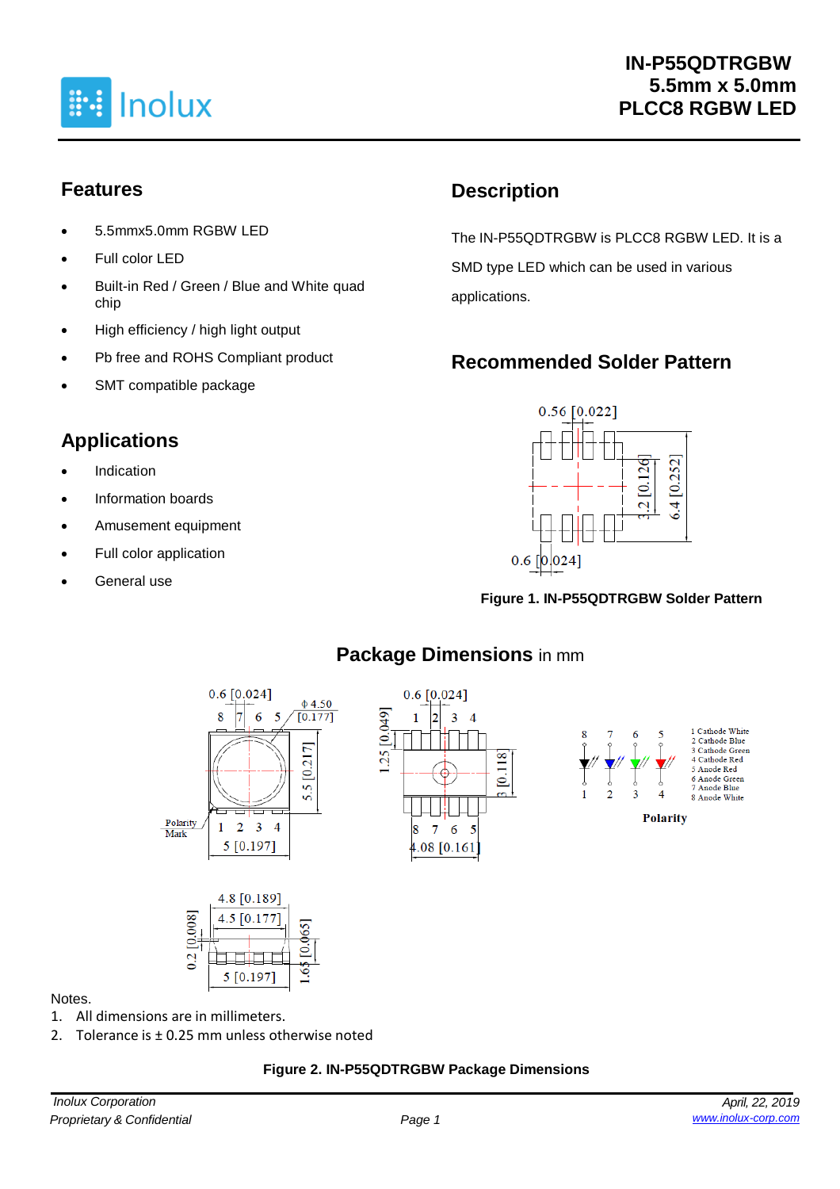# IN-P55QDTRGBW
# 5.5mm x 5.0mm
# PLCC8 RGBW LED

## Features

- 5.5mmx5.0mm RGBW LED
- Full color LED
- Built-in Red / Green / Blue and White quad chip
- High efficiency / high light output
- Pb free and ROHS Compliant product
- SMT compatible package

## Applications

- Indication
- Information boards
- Amusement equipment
- Full color application
- General use

## Description

The IN-P55QDTRGBW is PLCC8 RGBW LED. It is a SMD type LED which can be used in various applications.

## Recommended Solder Pattern

**Figure 1. IN-P55QDTRGBW Solder Pattern**

## Package Dimensions in mm

Polarity

1 Cathode White
2 Cathode Blue
3 Cathode Green
4 Cathode Red
5 Anode Red
6 Anode Green
7 Anode Blue
8 Anode White

Notes.

1. All dimensions are in millimeters.
2. Tolerance is ± 0.25 mm unless otherwise noted

**Figure 2. IN-P55QDTRGBW Package Dimensions**

*Inolux Corporation*
*Proprietary & Confidential*

*April, 22, 2019*
*www.inolux-corp.com*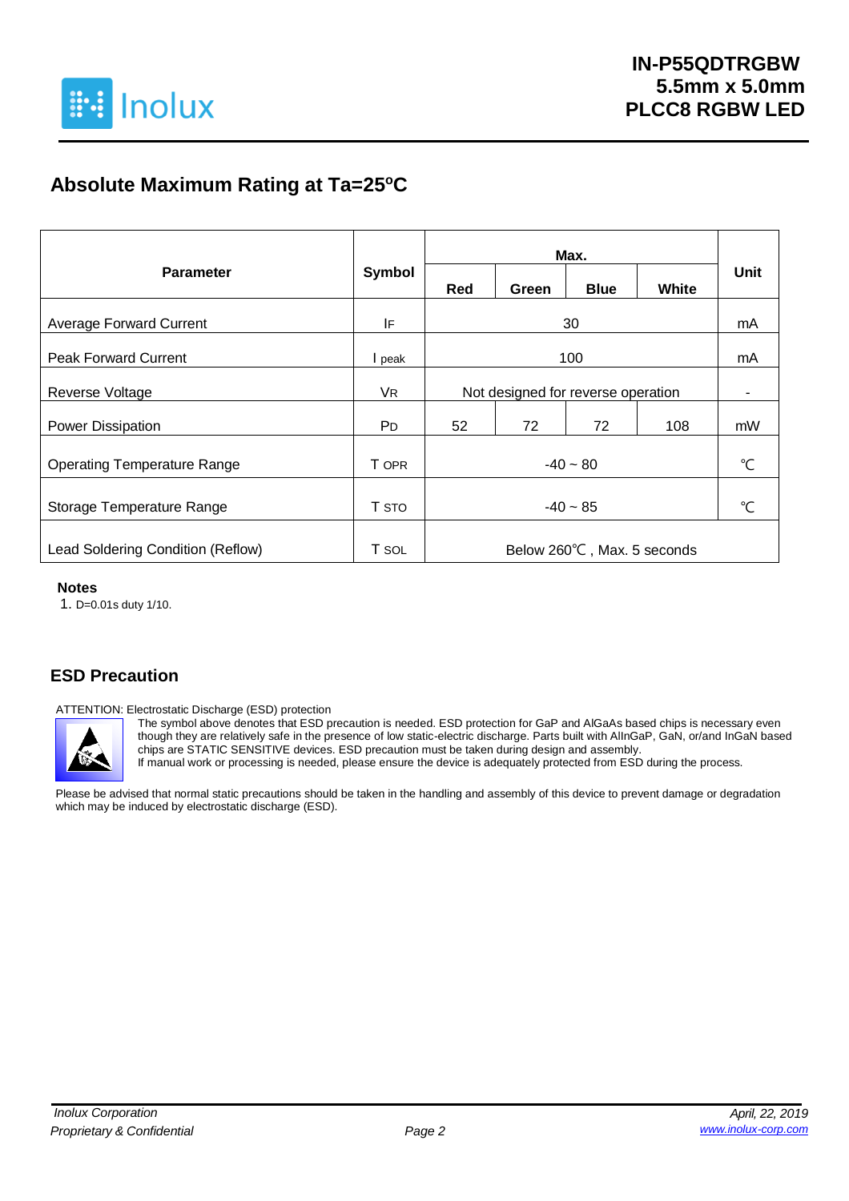## Absolute Maximum Rating at Ta=25°C

| Parameter | Symbol | Max. | | | | Unit |
|---|---|---|---|---|---|---|
| | | Red | Green | Blue | White | |
| Average Forward Current | $I_F$ | 30 | | | | mA |
| Peak Forward Current | $I_{peak}$ | 100 | | | | mA |
| Reverse Voltage | $V_R$ | Not designed for reverse operation | | | | - |
| Power Dissipation | $P_D$ | 52 | 72 | 72 | 108 | mW |
| Operating Temperature Range | $T_{OPR}$ | -40 ~ 80 | | | | ℃ |
| Storage Temperature Range | $T_{STO}$ | -40 ~ 85 | | | | ℃ |
| Lead Soldering Condition (Reflow) | $T_{SOL}$ | Below 260℃ , Max. 5 seconds | | | | |

**Notes**

1. D=0.01s duty 1/10.

## ESD Precaution

ATTENTION: Electrostatic Discharge (ESD) protection

The symbol above denotes that ESD precaution is needed. ESD protection for GaP and AlGaAs based chips is necessary even though they are relatively safe in the presence of low static-electric discharge. Parts built with AlInGaP, GaN, or/and InGaN based chips are STATIC SENSITIVE devices. ESD precaution must be taken during design and assembly.
If manual work or processing is needed, please ensure the device is adequately protected from ESD during the process.

Please be advised that normal static precautions should be taken in the handling and assembly of this device to prevent damage or degradation which may be induced by electrostatic discharge (ESD).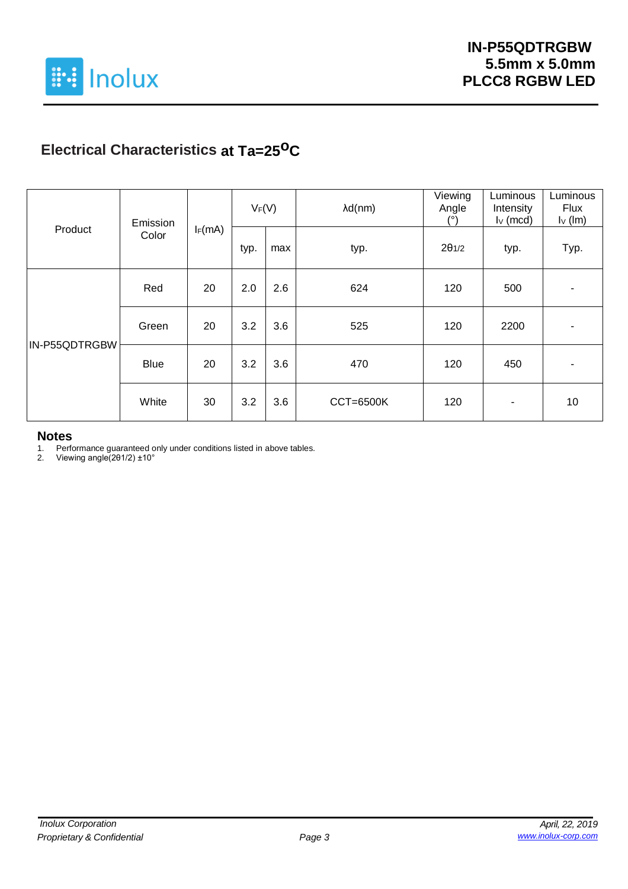## Electrical Characteristics at Ta=25$^{o}$C

| Product | Emission Color | $I_F$(mA) | $V_F$(V) | | λd(nm) | Viewing Angle (°) | Luminous Intensity $I_V$ (mcd) | Luminous Flux $I_V$ (lm) |
|---|---|---|---|---|---|---|---|---|
| | | | typ. | max | typ. | $2\theta_{1/2}$ | typ. | Typ. |
| IN-P55QDTRGBW | Red | 20 | 2.0 | 2.6 | 624 | 120 | 500 | - |
| | Green | 20 | 3.2 | 3.6 | 525 | 120 | 2200 | - |
| | Blue | 20 | 3.2 | 3.6 | 470 | 120 | 450 | - |
| | White | 30 | 3.2 | 3.6 | CCT=6500K | 120 | - | 10 |

### Notes

1. Performance guaranteed only under conditions listed in above tables.
2. Viewing angle($2\theta_{1/2}$) ±10°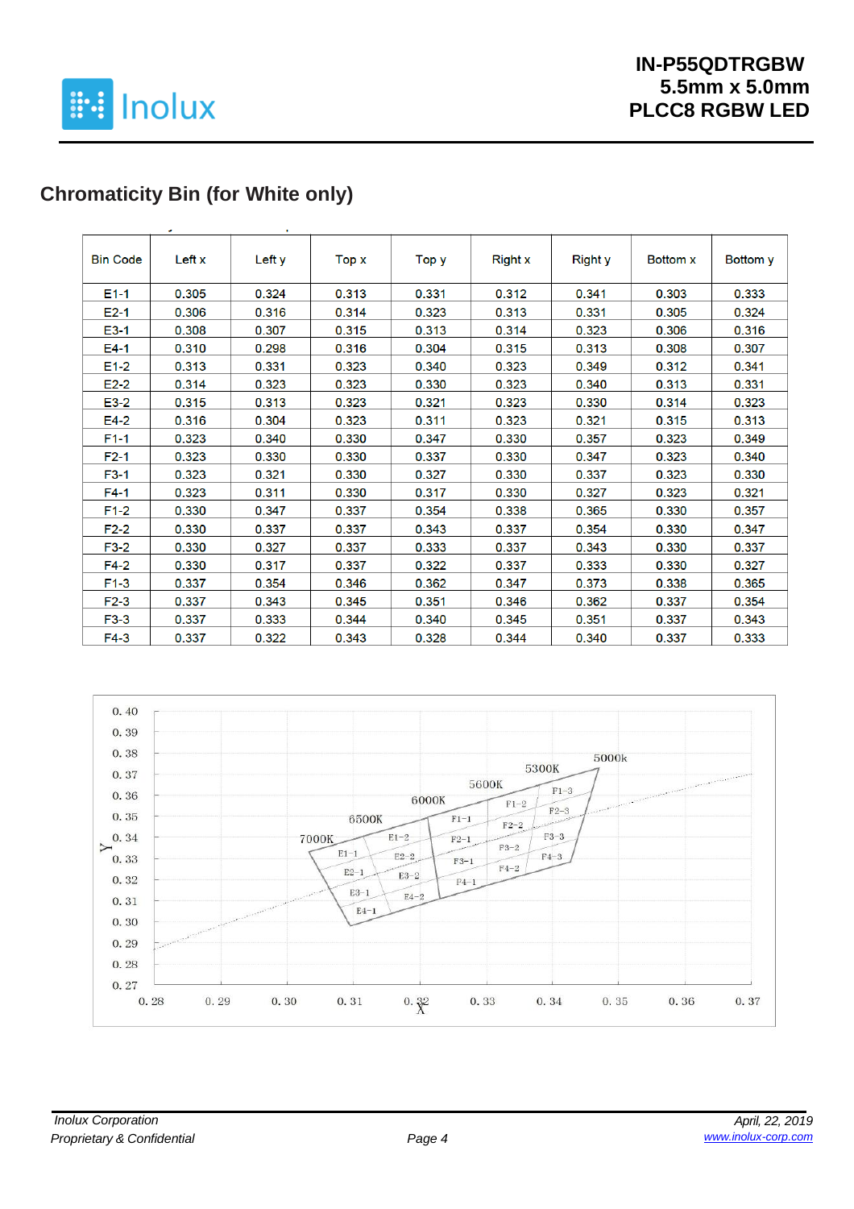## Chromaticity Bin (for White only)

| Bin Code | Left x | Left y | Top x | Top y | Right x | Right y | Bottom x | Bottom y |
|---|---|---|---|---|---|---|---|---|
| E1-1 | 0.305 | 0.324 | 0.313 | 0.331 | 0.312 | 0.341 | 0.303 | 0.333 |
| E2-1 | 0.306 | 0.316 | 0.314 | 0.323 | 0.313 | 0.331 | 0.305 | 0.324 |
| E3-1 | 0.308 | 0.307 | 0.315 | 0.313 | 0.314 | 0.323 | 0.306 | 0.316 |
| E4-1 | 0.310 | 0.298 | 0.316 | 0.304 | 0.315 | 0.313 | 0.308 | 0.307 |
| E1-2 | 0.313 | 0.331 | 0.323 | 0.340 | 0.323 | 0.349 | 0.312 | 0.341 |
| E2-2 | 0.314 | 0.323 | 0.323 | 0.330 | 0.323 | 0.340 | 0.313 | 0.331 |
| E3-2 | 0.315 | 0.313 | 0.323 | 0.321 | 0.323 | 0.330 | 0.314 | 0.323 |
| E4-2 | 0.316 | 0.304 | 0.323 | 0.311 | 0.323 | 0.321 | 0.315 | 0.313 |
| F1-1 | 0.323 | 0.340 | 0.330 | 0.347 | 0.330 | 0.357 | 0.323 | 0.349 |
| F2-1 | 0.323 | 0.330 | 0.330 | 0.337 | 0.330 | 0.347 | 0.323 | 0.340 |
| F3-1 | 0.323 | 0.321 | 0.330 | 0.327 | 0.330 | 0.337 | 0.323 | 0.330 |
| F4-1 | 0.323 | 0.311 | 0.330 | 0.317 | 0.330 | 0.327 | 0.323 | 0.321 |
| F1-2 | 0.330 | 0.347 | 0.337 | 0.354 | 0.338 | 0.365 | 0.330 | 0.357 |
| F2-2 | 0.330 | 0.337 | 0.337 | 0.343 | 0.337 | 0.354 | 0.330 | 0.347 |
| F3-2 | 0.330 | 0.327 | 0.337 | 0.333 | 0.337 | 0.343 | 0.330 | 0.337 |
| F4-2 | 0.330 | 0.317 | 0.337 | 0.322 | 0.337 | 0.333 | 0.330 | 0.327 |
| F1-3 | 0.337 | 0.354 | 0.346 | 0.362 | 0.347 | 0.373 | 0.338 | 0.365 |
| F2-3 | 0.337 | 0.343 | 0.345 | 0.351 | 0.346 | 0.362 | 0.337 | 0.354 |
| F3-3 | 0.337 | 0.333 | 0.344 | 0.340 | 0.345 | 0.351 | 0.337 | 0.343 |
| F4-3 | 0.337 | 0.322 | 0.343 | 0.328 | 0.344 | 0.340 | 0.337 | 0.333 |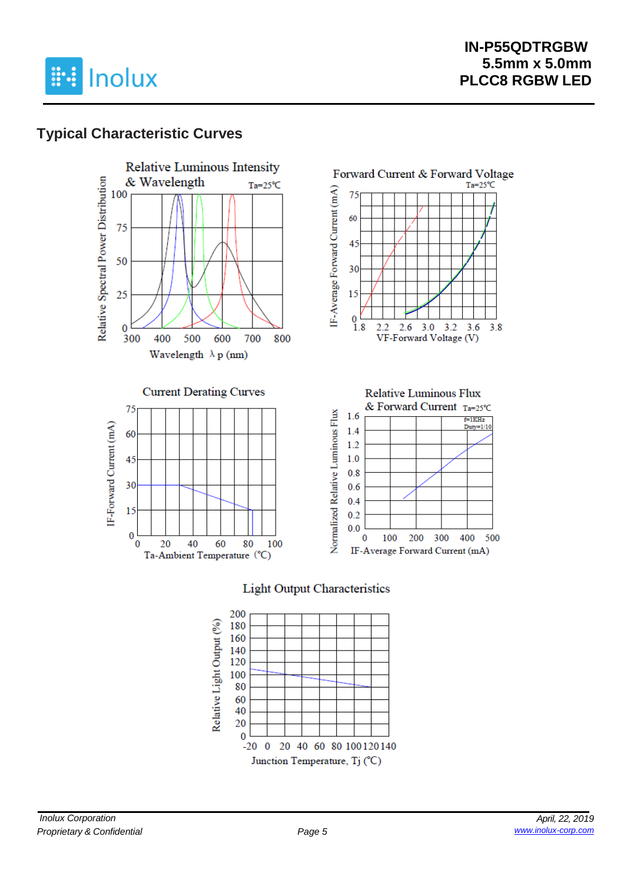## Typical Characteristic Curves

Relative Luminous Intensity & Wavelength (Ta=25℃)

Forward Current & Forward Voltage (Ta=25℃)

Current Derating Curves

Relative Luminous Flux & Forward Current (Ta=25℃)

Light Output Characteristics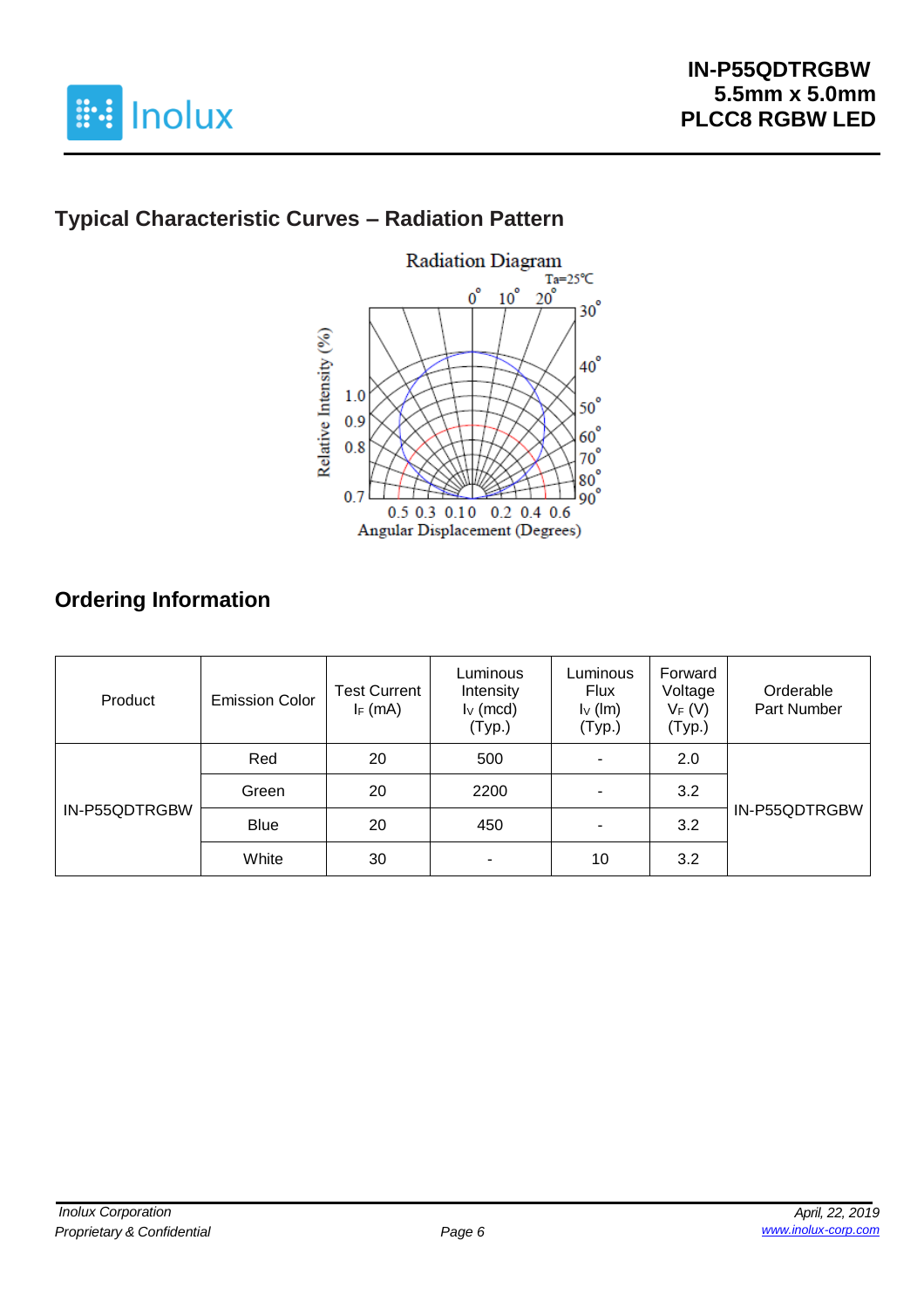## Typical Characteristic Curves – Radiation Pattern

Radiation Diagram

Ta=25℃

Relative Intensity (%)

Angular Displacement (Degrees)

## Ordering Information

| Product | Emission Color | Test Current $I_F$ (mA) | Luminous Intensity $I_V$ (mcd) (Typ.) | Luminous Flux $I_V$ (lm) (Typ.) | Forward Voltage $V_F$ (V) (Typ.) | Orderable Part Number |
|---|---|---|---|---|---|---|
| IN-P55QDTRGBW | Red | 20 | 500 | - | 2.0 | IN-P55QDTRGBW |
| | Green | 20 | 2200 | - | 3.2 | |
| | Blue | 20 | 450 | - | 3.2 | |
| | White | 30 | - | 10 | 3.2 | |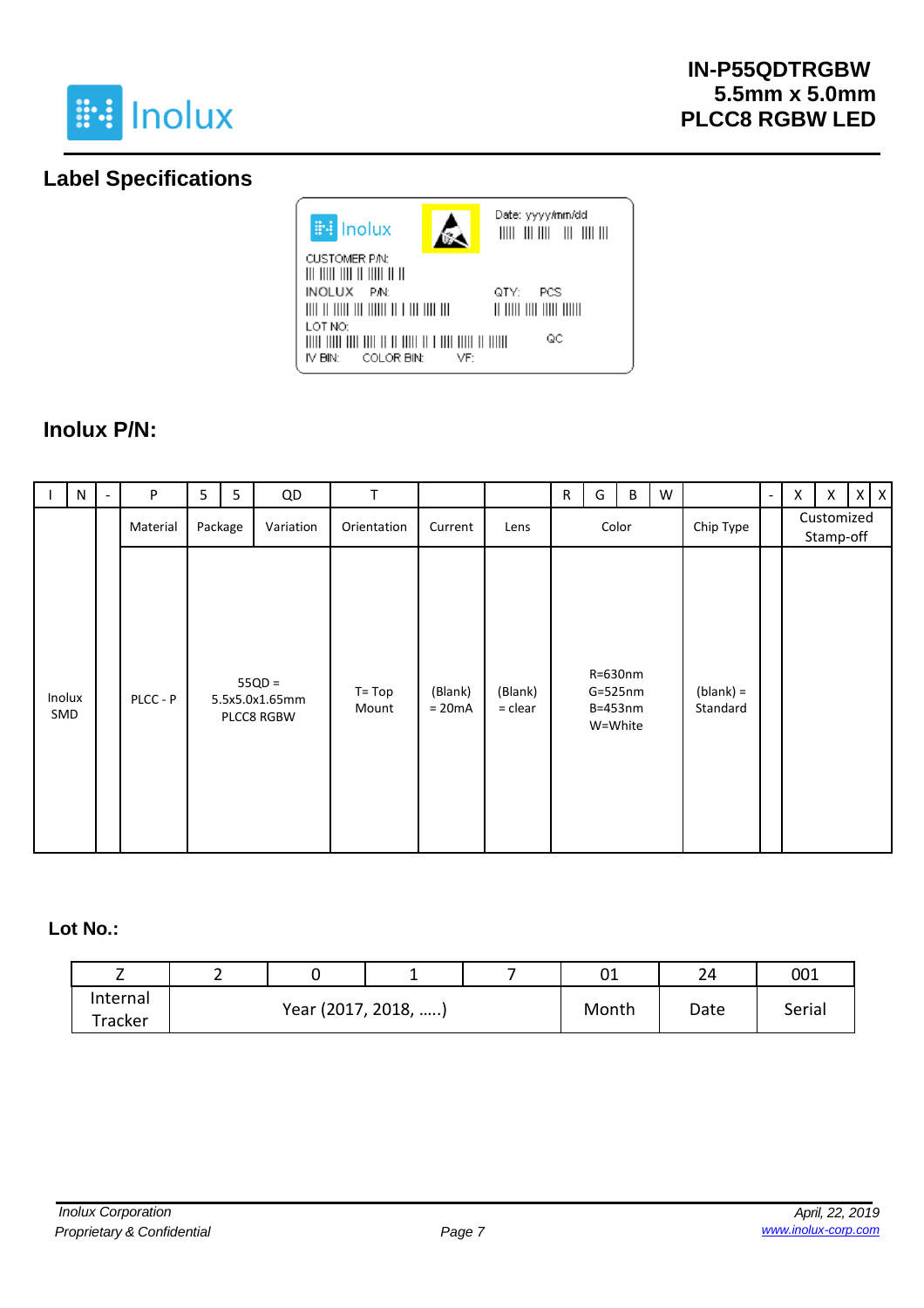## Label Specifications

Inolux

Date: yyyy/mm/dd

CUSTOMER P/N:

INOLUX P/N:

QTY: PCS

LOT NO:

QC

IV BIN: COLOR BIN: VF:

## Inolux P/N:

| I | N | - | P | 5 | 5 | QD | T | | | R | G | B | W | | - | X | X | X | X |
|---|---|---|---|---|---|---|---|---|---|---|---|---|---|---|---|---|---|---|---|
| | | | Material | Package | | Variation | Orientation | Current | Lens | Color | | | | Chip Type | | Customized Stamp-off | | | |
| Inolux SMD | | | PLCC - P | 55QD = 5.5x5.0x1.65mm PLCC8 RGBW | | | T= Top Mount | (Blank) = 20mA | (Blank) = clear | R=630nm G=525nm B=453nm W=White | | | | (blank) = Standard | | | | | |

## Lot No.:

| Z | 2 | 0 | 1 | 7 | 01 | 24 | 001 |
|---|---|---|---|---|---|---|---|
| Internal Tracker | Year (2017, 2018, …..) | | | | Month | Date | Serial |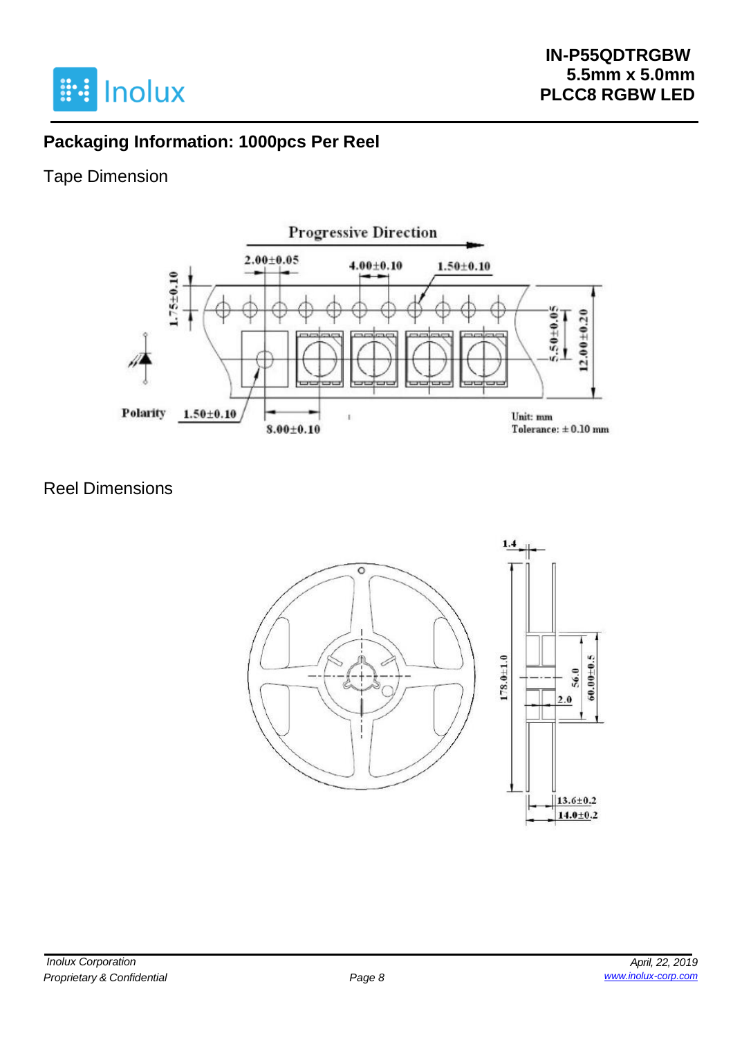## Packaging Information: 1000pcs Per Reel

### Tape Dimension

### Reel Dimensions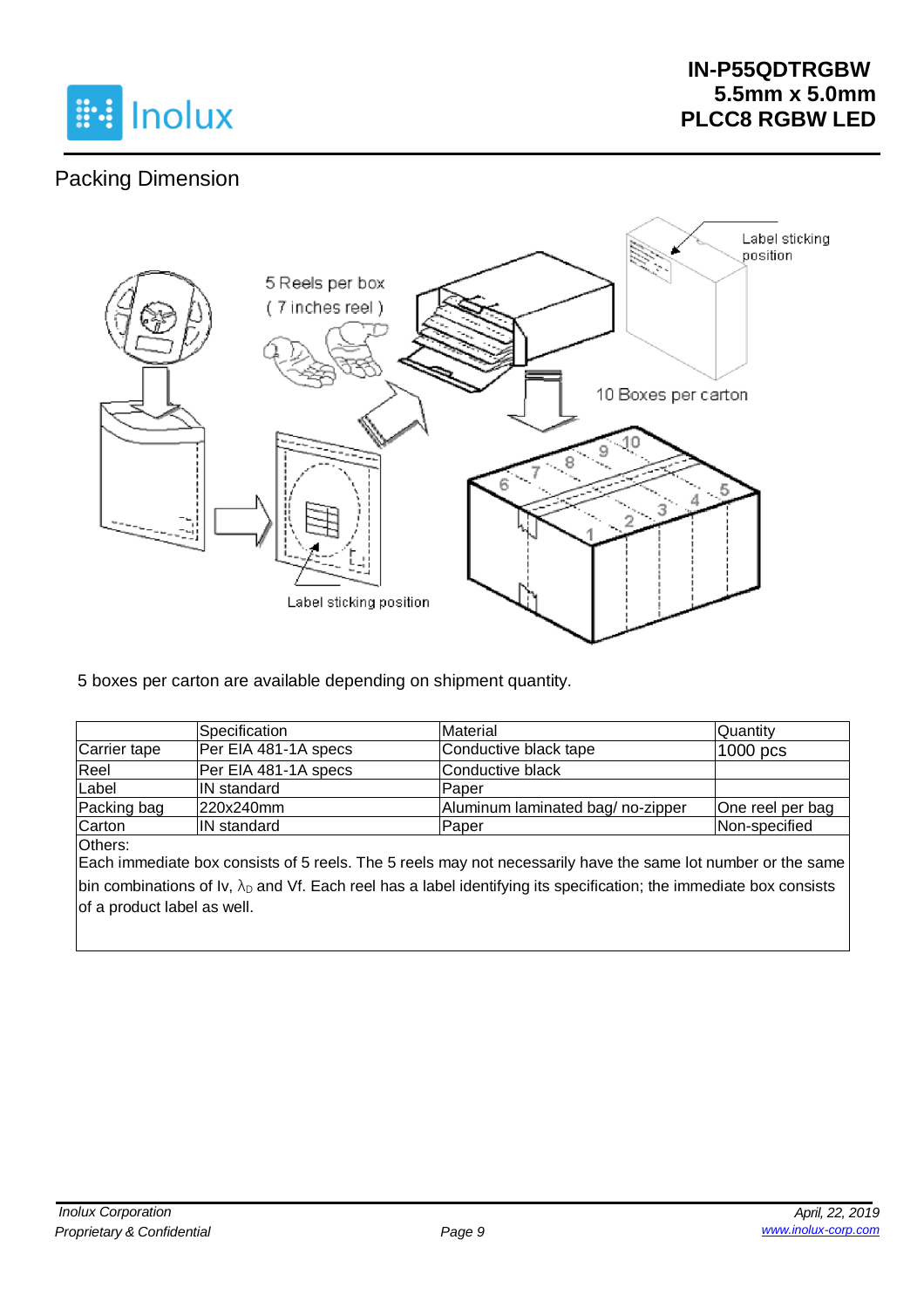## Packing Dimension

5 Reels per box
( 7 inches reel )

Label sticking position

10 Boxes per carton

Label sticking position

5 boxes per carton are available depending on shipment quantity.

| | Specification | Material | Quantity |
|---|---|---|---|
| Carrier tape | Per EIA 481-1A specs | Conductive black tape | 1000 pcs |
| Reel | Per EIA 481-1A specs | Conductive black | |
| Label | IN standard | Paper | |
| Packing bag | 220x240mm | Aluminum laminated bag/ no-zipper | One reel per bag |
| Carton | IN standard | Paper | Non-specifed |

Others:
Each immediate box consists of 5 reels. The 5 reels may not necessarily have the same lot number or the same bin combinations of Iv, $\lambda_D$ and Vf. Each reel has a label identifying its specification; the immediate box consists of a product label as well.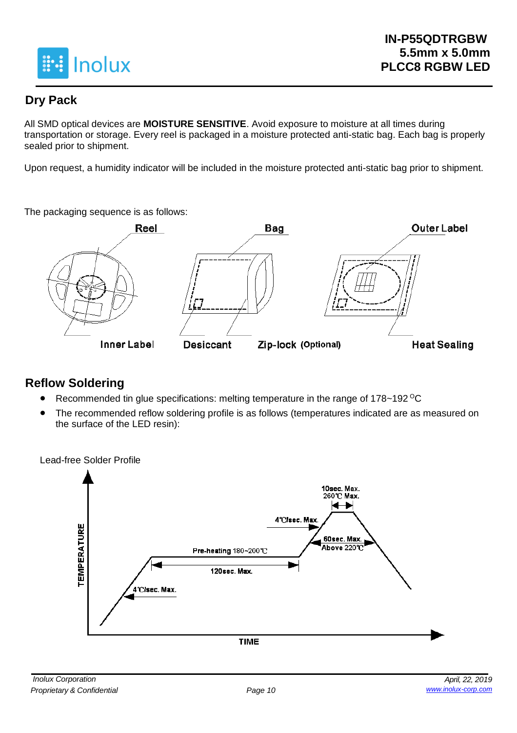## Dry Pack

All SMD optical devices are **MOISTURE SENSITIVE**. Avoid exposure to moisture at all times during transportation or storage. Every reel is packaged in a moisture protected anti-static bag. Each bag is properly sealed prior to shipment.

Upon request, a humidity indicator will be included in the moisture protected anti-static bag prior to shipment.

The packaging sequence is as follows:

Reel | Bag | Outer Label

Inner Label | Desiccant | Zip-lock (Optional) | Heat Sealing

## Reflow Soldering

- Recommended tin glue specifications: melting temperature in the range of 178~192 °C
- The recommended reflow soldering profile is as follows (temperatures indicated are as measured on the surface of the LED resin):

Lead-free Solder Profile

TEMPERATURE

10sec. Max.
260℃ Max.

4℃/sec. Max.

60sec. Max.
Above 220℃

Pre-heating 180~200℃

120sec. Max.

4℃/sec. Max.

TIME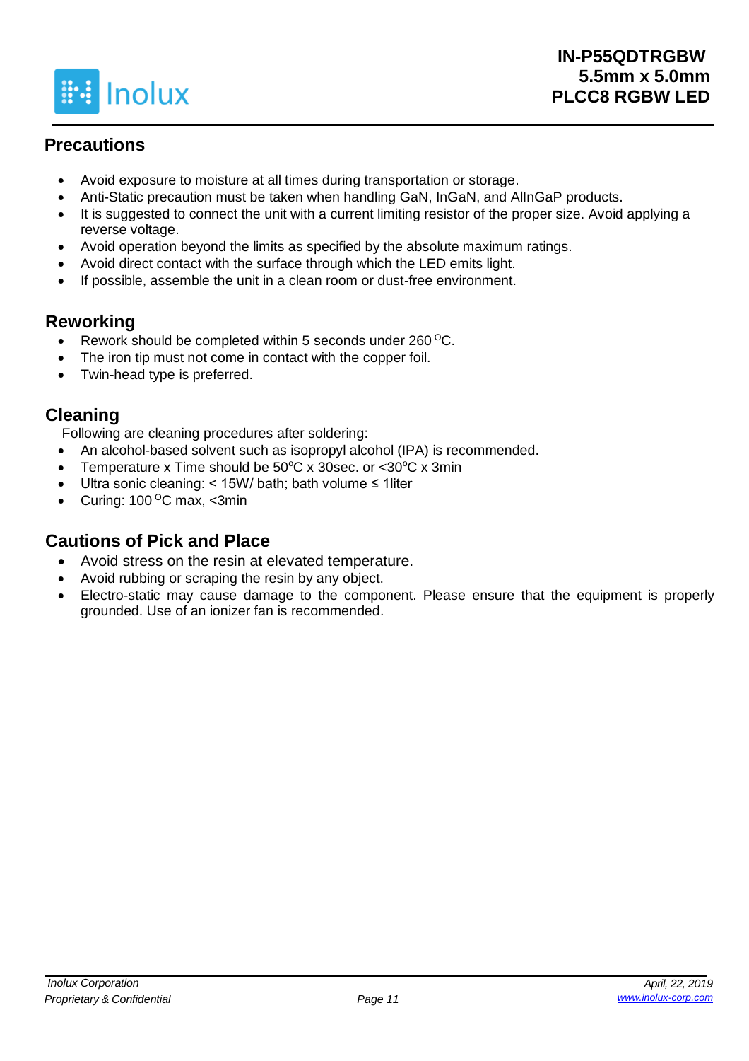## Precautions

- Avoid exposure to moisture at all times during transportation or storage.
- Anti-Static precaution must be taken when handling GaN, InGaN, and AlInGaP products.
- It is suggested to connect the unit with a current limiting resistor of the proper size. Avoid applying a reverse voltage.
- Avoid operation beyond the limits as specified by the absolute maximum ratings.
- Avoid direct contact with the surface through which the LED emits light.
- If possible, assemble the unit in a clean room or dust-free environment.

## Reworking

- Rework should be completed within 5 seconds under 260 $^{O}$C.
- The iron tip must not come in contact with the copper foil.
- Twin-head type is preferred.

## Cleaning

Following are cleaning procedures after soldering:

- An alcohol-based solvent such as isopropyl alcohol (IPA) is recommended.
- Temperature x Time should be 50$^{o}$C x 30sec. or <30$^{o}$C x 3min
- Ultra sonic cleaning: < 15W/ bath; bath volume ≤ 1liter
- Curing: 100 $^{O}$C max, <3min

## Cautions of Pick and Place

- Avoid stress on the resin at elevated temperature.
- Avoid rubbing or scraping the resin by any object.
- Electro-static may cause damage to the component. Please ensure that the equipment is properly grounded. Use of an ionizer fan is recommended.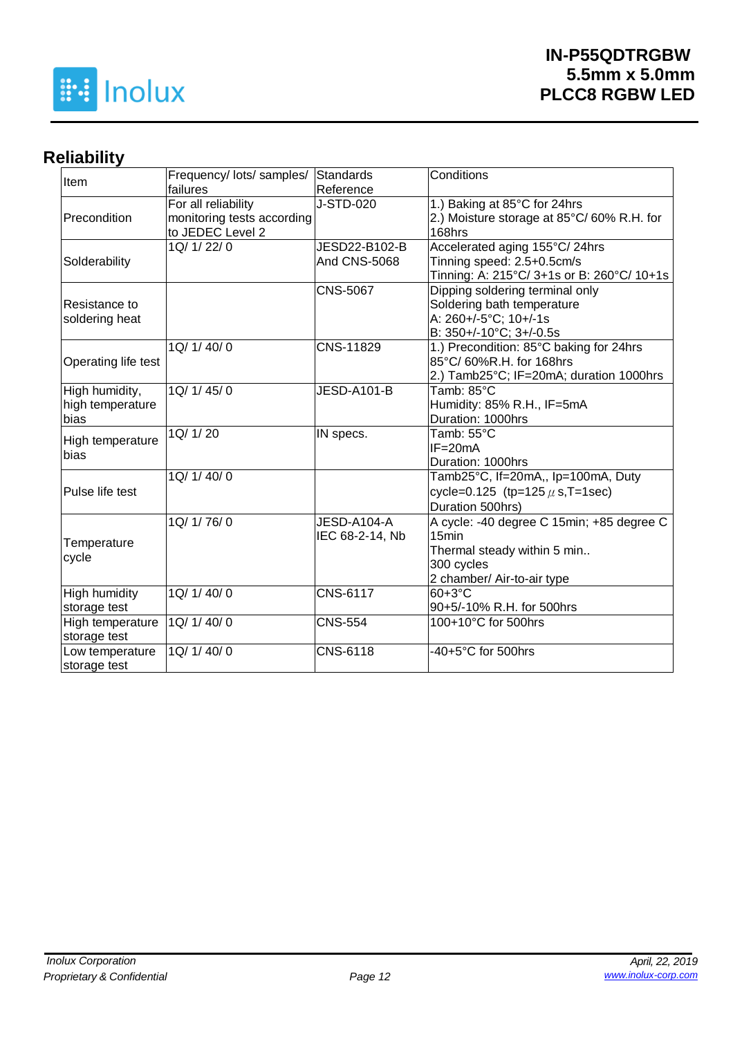## Reliability

| Item | Frequency/ lots/ samples/ failures | Standards Reference | Conditions |
|---|---|---|---|
| Precondition | For all reliability monitoring tests according to JEDEC Level 2 | J-STD-020 | 1.) Baking at 85°C for 24hrs<br>2.) Moisture storage at 85°C/ 60% R.H. for 168hrs |
| Solderability | 1Q/ 1/ 22/ 0 | JESD22-B102-B And CNS-5068 | Accelerated aging 155°C/ 24hrs<br>Tinning speed: 2.5+0.5cm/s<br>Tinning: A: 215°C/ 3+1s or B: 260°C/ 10+1s |
| Resistance to soldering heat | | CNS-5067 | Dipping soldering terminal only<br>Soldering bath temperature<br>A: 260+/-5°C; 10+/-1s<br>B: 350+/-10°C; 3+/-0.5s |
| Operating life test | 1Q/ 1/ 40/ 0 | CNS-11829 | 1.) Precondition: 85°C baking for 24hrs 85°C/ 60%R.H. for 168hrs<br>2.) Tamb25°C; IF=20mA; duration 1000hrs |
| High humidity, high temperature bias | 1Q/ 1/ 45/ 0 | JESD-A101-B | Tamb: 85°C<br>Humidity: 85% R.H., IF=5mA<br>Duration: 1000hrs |
| High temperature bias | 1Q/ 1/ 20 | IN specs. | Tamb: 55°C<br>IF=20mA<br>Duration: 1000hrs |
| Pulse life test | 1Q/ 1/ 40/ 0 | | Tamb25°C, If=20mA,, Ip=100mA, Duty cycle=0.125 (tp=125 μ s,T=1sec)<br>Duration 500hrs) |
| Temperature cycle | 1Q/ 1/ 76/ 0 | JESD-A104-A<br>IEC 68-2-14, Nb | A cycle: -40 degree C 15min; +85 degree C 15min<br>Thermal steady within 5 min..<br>300 cycles<br>2 chamber/ Air-to-air type |
| High humidity storage test | 1Q/ 1/ 40/ 0 | CNS-6117 | 60+3°C<br>90+5/-10% R.H. for 500hrs |
| High temperature storage test | 1Q/ 1/ 40/ 0 | CNS-554 | 100+10°C for 500hrs |
| Low temperature storage test | 1Q/ 1/ 40/ 0 | CNS-6118 | -40+5°C for 500hrs |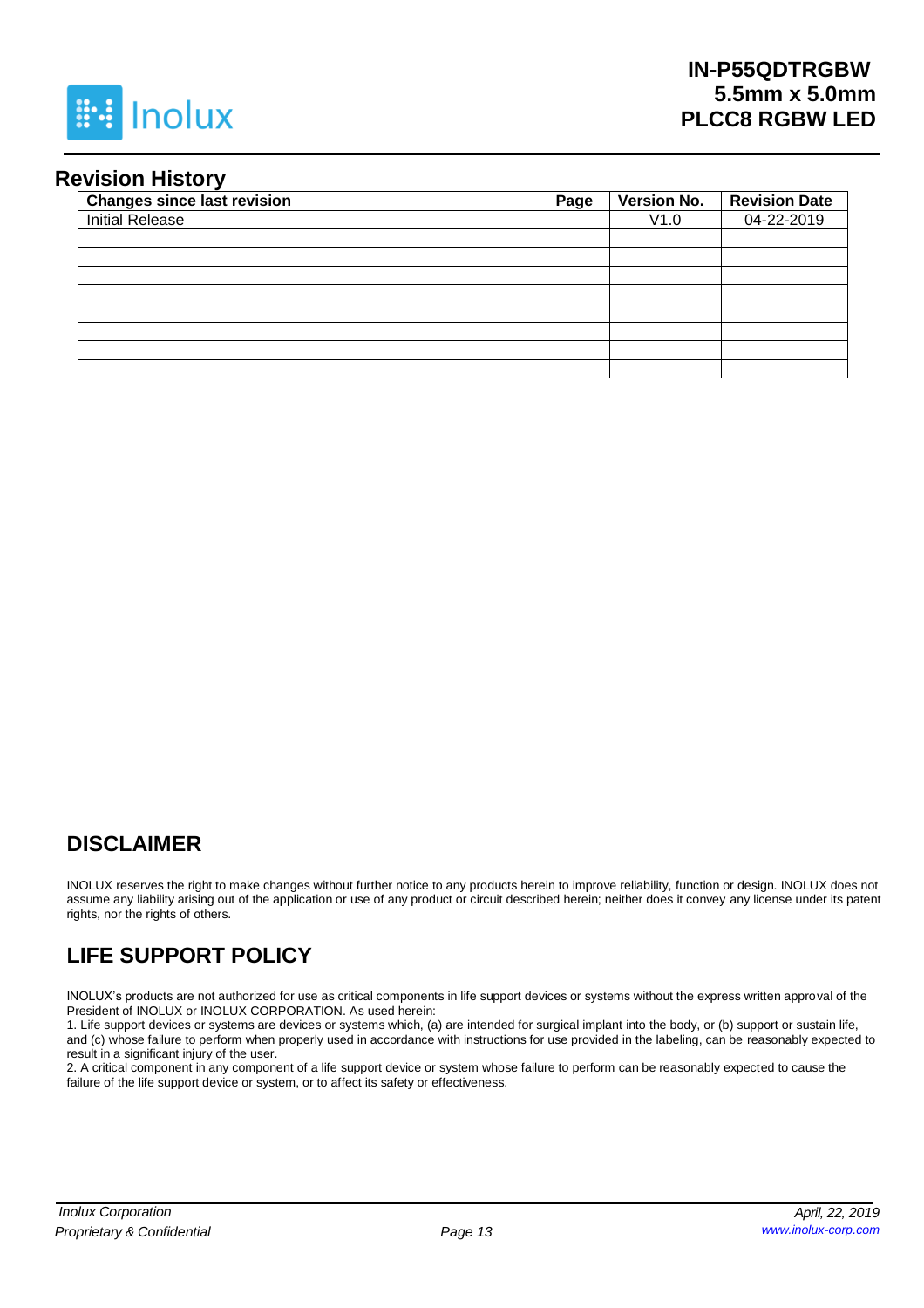## Revision History

| Changes since last revision | Page | Version No. | Revision Date |
|---|---|---|---|
| Initial Release | | V1.0 | 04-22-2019 |
| | | | |
| | | | |
| | | | |
| | | | |
| | | | |
| | | | |
| | | | |
| | | | |

## DISCLAIMER

INOLUX reserves the right to make changes without further notice to any products herein to improve reliability, function or design. INOLUX does not assume any liability arising out of the application or use of any product or circuit described herein; neither does it convey any license under its patent rights, nor the rights of others.

## LIFE SUPPORT POLICY

INOLUX's products are not authorized for use as critical components in life support devices or systems without the express written approval of the President of INOLUX or INOLUX CORPORATION. As used herein:

1. Life support devices or systems are devices or systems which, (a) are intended for surgical implant into the body, or (b) support or sustain life, and (c) whose failure to perform when properly used in accordance with instructions for use provided in the labeling, can be reasonably expected to result in a significant injury of the user.
2. A critical component in any component of a life support device or system whose failure to perform can be reasonably expected to cause the failure of the life support device or system, or to affect its safety or effectiveness.